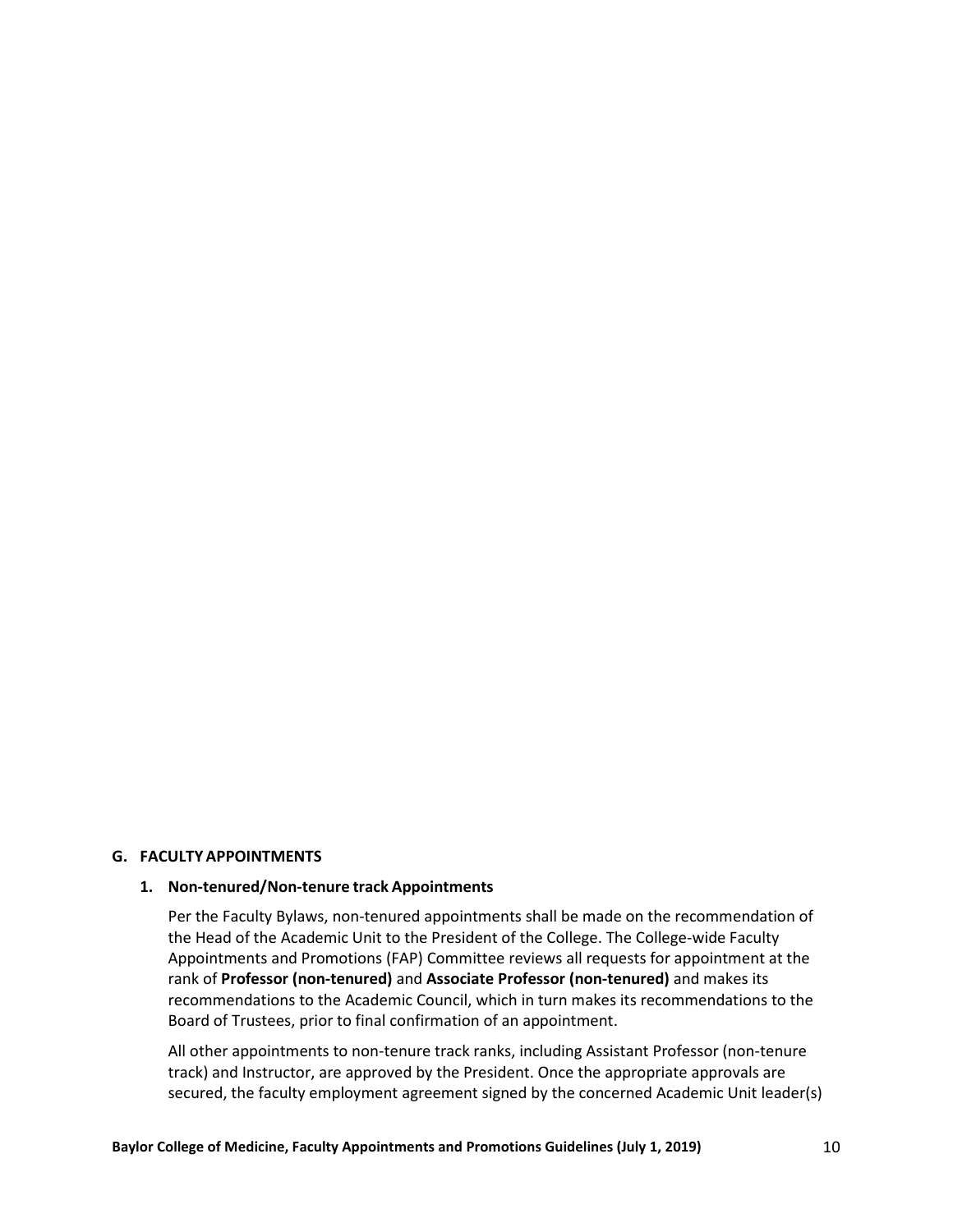## G. FACULTY APPOINTMENTS

### 1. Non-tenured/Non-tenure track Appointments

Per the Faculty Bylaws, non-tenured appointments shall be made on the recommendation of the Head of the Academic Unit to the President of the College. The College-wide Faculty Appointments and Promotions (FAP) Committee reviews all requests for appointment at the rank of **Professor (non-tenured)** and **Associate Professor (non-tenured)** and makes its recommendations to the Academic Council, which in turn makes its recommendations to the Board of Trustees, prior to final confirmation of an appointment.

All other appointments to non-tenure track ranks, including Assistant Professor (non-tenure track) and Instructor, are approved by the President. Once the appropriate approvals are secured, the faculty employment agreement signed by the concerned Academic Unit leader(s)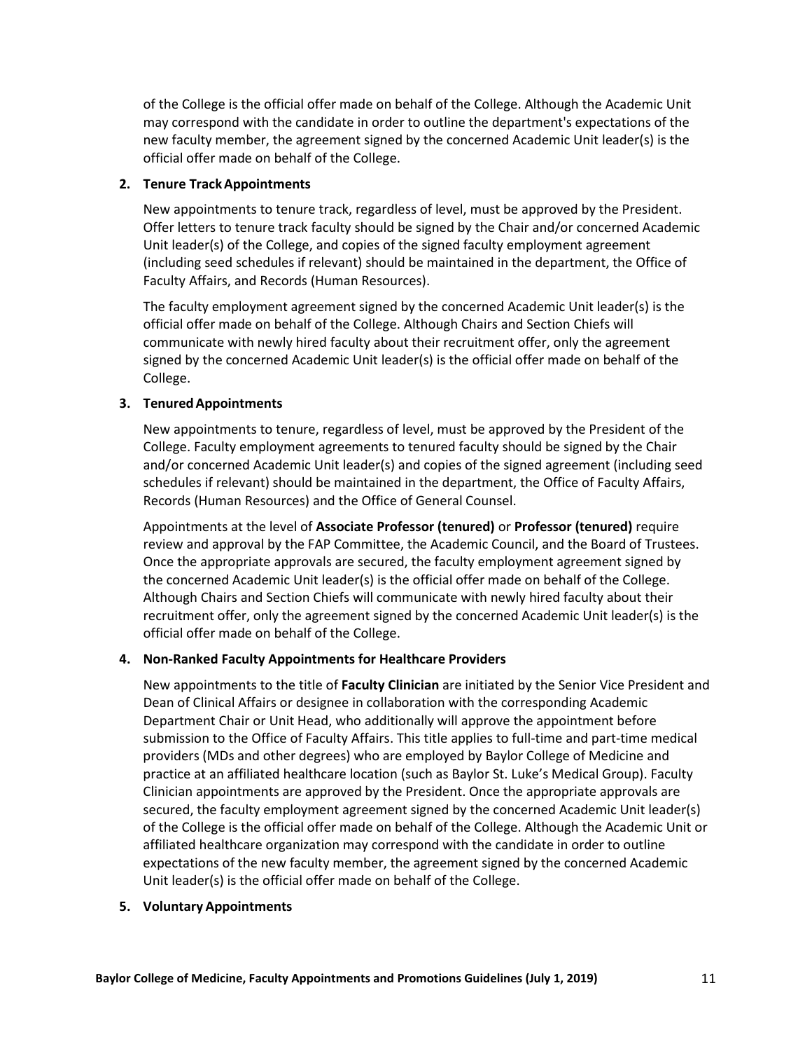of the College is the official offer made on behalf of the College. Although the Academic Unit may correspond with the candidate in order to outline the department's expectations of the new faculty member, the agreement signed by the concerned Academic Unit leader(s) is the official offer made on behalf of the College.

**2. Tenure Track Appointments**

New appointments to tenure track, regardless of level, must be approved by the President. Offer letters to tenure track faculty should be signed by the Chair and/or concerned Academic Unit leader(s) of the College, and copies of the signed faculty employment agreement (including seed schedules if relevant) should be maintained in the department, the Office of Faculty Affairs, and Records (Human Resources).

The faculty employment agreement signed by the concerned Academic Unit leader(s) is the official offer made on behalf of the College. Although Chairs and Section Chiefs will communicate with newly hired faculty about their recruitment offer, only the agreement signed by the concerned Academic Unit leader(s) is the official offer made on behalf of the College.

**3. Tenured Appointments**

New appointments to tenure, regardless of level, must be approved by the President of the College. Faculty employment agreements to tenured faculty should be signed by the Chair and/or concerned Academic Unit leader(s) and copies of the signed agreement (including seed schedules if relevant) should be maintained in the department, the Office of Faculty Affairs, Records (Human Resources) and the Office of General Counsel.

Appointments at the level of **Associate Professor (tenured)** or **Professor (tenured)** require review and approval by the FAP Committee, the Academic Council, and the Board of Trustees. Once the appropriate approvals are secured, the faculty employment agreement signed by the concerned Academic Unit leader(s) is the official offer made on behalf of the College. Although Chairs and Section Chiefs will communicate with newly hired faculty about their recruitment offer, only the agreement signed by the concerned Academic Unit leader(s) is the official offer made on behalf of the College.

**4. Non-Ranked Faculty Appointments for Healthcare Providers**

New appointments to the title of **Faculty Clinician** are initiated by the Senior Vice President and Dean of Clinical Affairs or designee in collaboration with the corresponding Academic Department Chair or Unit Head, who additionally will approve the appointment before submission to the Office of Faculty Affairs. This title applies to full-time and part-time medical providers (MDs and other degrees) who are employed by Baylor College of Medicine and practice at an affiliated healthcare location (such as Baylor St. Luke's Medical Group). Faculty Clinician appointments are approved by the President. Once the appropriate approvals are secured, the faculty employment agreement signed by the concerned Academic Unit leader(s) of the College is the official offer made on behalf of the College. Although the Academic Unit or affiliated healthcare organization may correspond with the candidate in order to outline expectations of the new faculty member, the agreement signed by the concerned Academic Unit leader(s) is the official offer made on behalf of the College.

**5. Voluntary Appointments**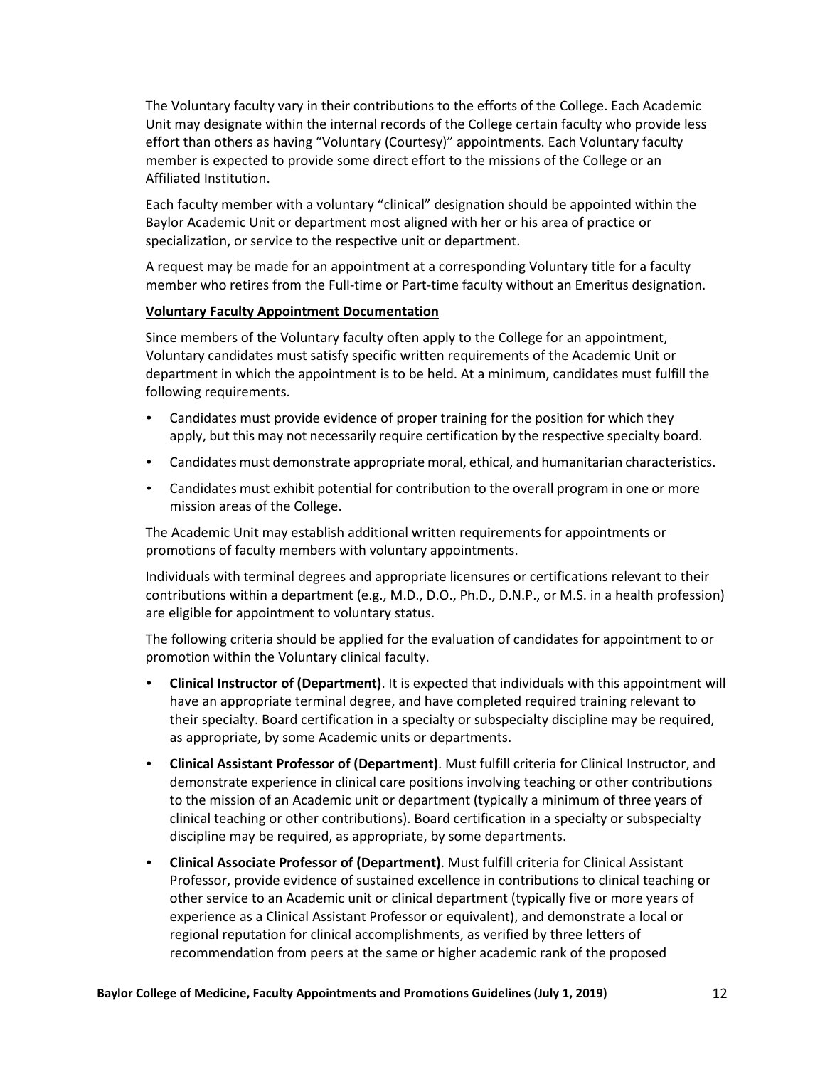The Voluntary faculty vary in their contributions to the efforts of the College. Each Academic Unit may designate within the internal records of the College certain faculty who provide less effort than others as having "Voluntary (Courtesy)" appointments. Each Voluntary faculty member is expected to provide some direct effort to the missions of the College or an Affiliated Institution.

Each faculty member with a voluntary "clinical" designation should be appointed within the Baylor Academic Unit or department most aligned with her or his area of practice or specialization, or service to the respective unit or department.

A request may be made for an appointment at a corresponding Voluntary title for a faculty member who retires from the Full-time or Part-time faculty without an Emeritus designation.

**Voluntary Faculty Appointment Documentation**

Since members of the Voluntary faculty often apply to the College for an appointment, Voluntary candidates must satisfy specific written requirements of the Academic Unit or department in which the appointment is to be held. At a minimum, candidates must fulfill the following requirements.

- Candidates must provide evidence of proper training for the position for which they apply, but this may not necessarily require certification by the respective specialty board.
- Candidates must demonstrate appropriate moral, ethical, and humanitarian characteristics.
- Candidates must exhibit potential for contribution to the overall program in one or more mission areas of the College.

The Academic Unit may establish additional written requirements for appointments or promotions of faculty members with voluntary appointments.

Individuals with terminal degrees and appropriate licensures or certifications relevant to their contributions within a department (e.g., M.D., D.O., Ph.D., D.N.P., or M.S. in a health profession) are eligible for appointment to voluntary status.

The following criteria should be applied for the evaluation of candidates for appointment to or promotion within the Voluntary clinical faculty.

- **Clinical Instructor of (Department)**. It is expected that individuals with this appointment will have an appropriate terminal degree, and have completed required training relevant to their specialty. Board certification in a specialty or subspecialty discipline may be required, as appropriate, by some Academic units or departments.
- **Clinical Assistant Professor of (Department)**. Must fulfill criteria for Clinical Instructor, and demonstrate experience in clinical care positions involving teaching or other contributions to the mission of an Academic unit or department (typically a minimum of three years of clinical teaching or other contributions). Board certification in a specialty or subspecialty discipline may be required, as appropriate, by some departments.
- **Clinical Associate Professor of (Department)**. Must fulfill criteria for Clinical Assistant Professor, provide evidence of sustained excellence in contributions to clinical teaching or other service to an Academic unit or clinical department (typically five or more years of experience as a Clinical Assistant Professor or equivalent), and demonstrate a local or regional reputation for clinical accomplishments, as verified by three letters of recommendation from peers at the same or higher academic rank of the proposed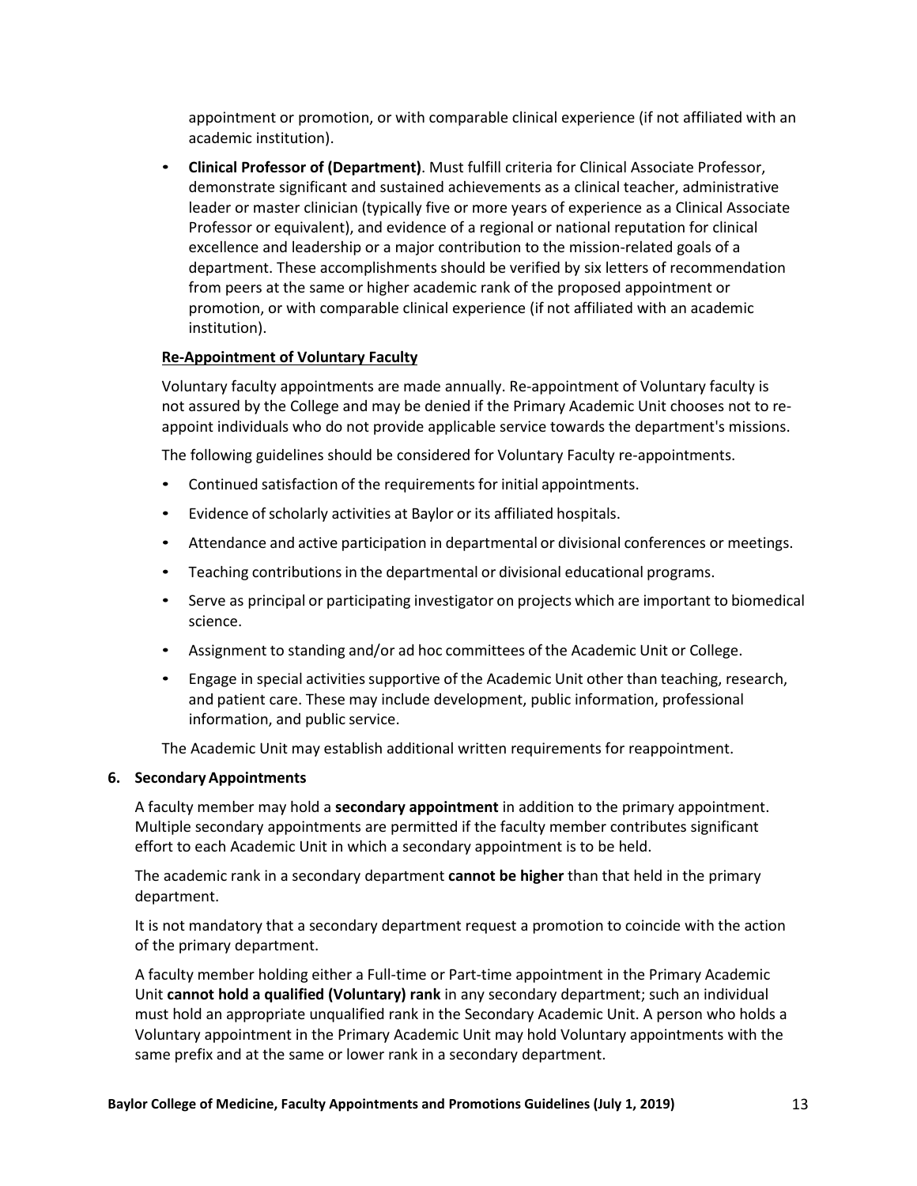appointment or promotion, or with comparable clinical experience (if not affiliated with an academic institution).

- **Clinical Professor of (Department)**. Must fulfill criteria for Clinical Associate Professor, demonstrate significant and sustained achievements as a clinical teacher, administrative leader or master clinician (typically five or more years of experience as a Clinical Associate Professor or equivalent), and evidence of a regional or national reputation for clinical excellence and leadership or a major contribution to the mission-related goals of a department. These accomplishments should be verified by six letters of recommendation from peers at the same or higher academic rank of the proposed appointment or promotion, or with comparable clinical experience (if not affiliated with an academic institution).

**Re-Appointment of Voluntary Faculty**

Voluntary faculty appointments are made annually. Re-appointment of Voluntary faculty is not assured by the College and may be denied if the Primary Academic Unit chooses not to re-appoint individuals who do not provide applicable service towards the department's missions.

The following guidelines should be considered for Voluntary Faculty re-appointments.

- Continued satisfaction of the requirements for initial appointments.
- Evidence of scholarly activities at Baylor or its affiliated hospitals.
- Attendance and active participation in departmental or divisional conferences or meetings.
- Teaching contributions in the departmental or divisional educational programs.
- Serve as principal or participating investigator on projects which are important to biomedical science.
- Assignment to standing and/or ad hoc committees of the Academic Unit or College.
- Engage in special activities supportive of the Academic Unit other than teaching, research, and patient care. These may include development, public information, professional information, and public service.

The Academic Unit may establish additional written requirements for reappointment.

**6. Secondary Appointments**

A faculty member may hold a **secondary appointment** in addition to the primary appointment. Multiple secondary appointments are permitted if the faculty member contributes significant effort to each Academic Unit in which a secondary appointment is to be held.

The academic rank in a secondary department **cannot be higher** than that held in the primary department.

It is not mandatory that a secondary department request a promotion to coincide with the action of the primary department.

A faculty member holding either a Full-time or Part-time appointment in the Primary Academic Unit **cannot hold a qualified (Voluntary) rank** in any secondary department; such an individual must hold an appropriate unqualified rank in the Secondary Academic Unit. A person who holds a Voluntary appointment in the Primary Academic Unit may hold Voluntary appointments with the same prefix and at the same or lower rank in a secondary department.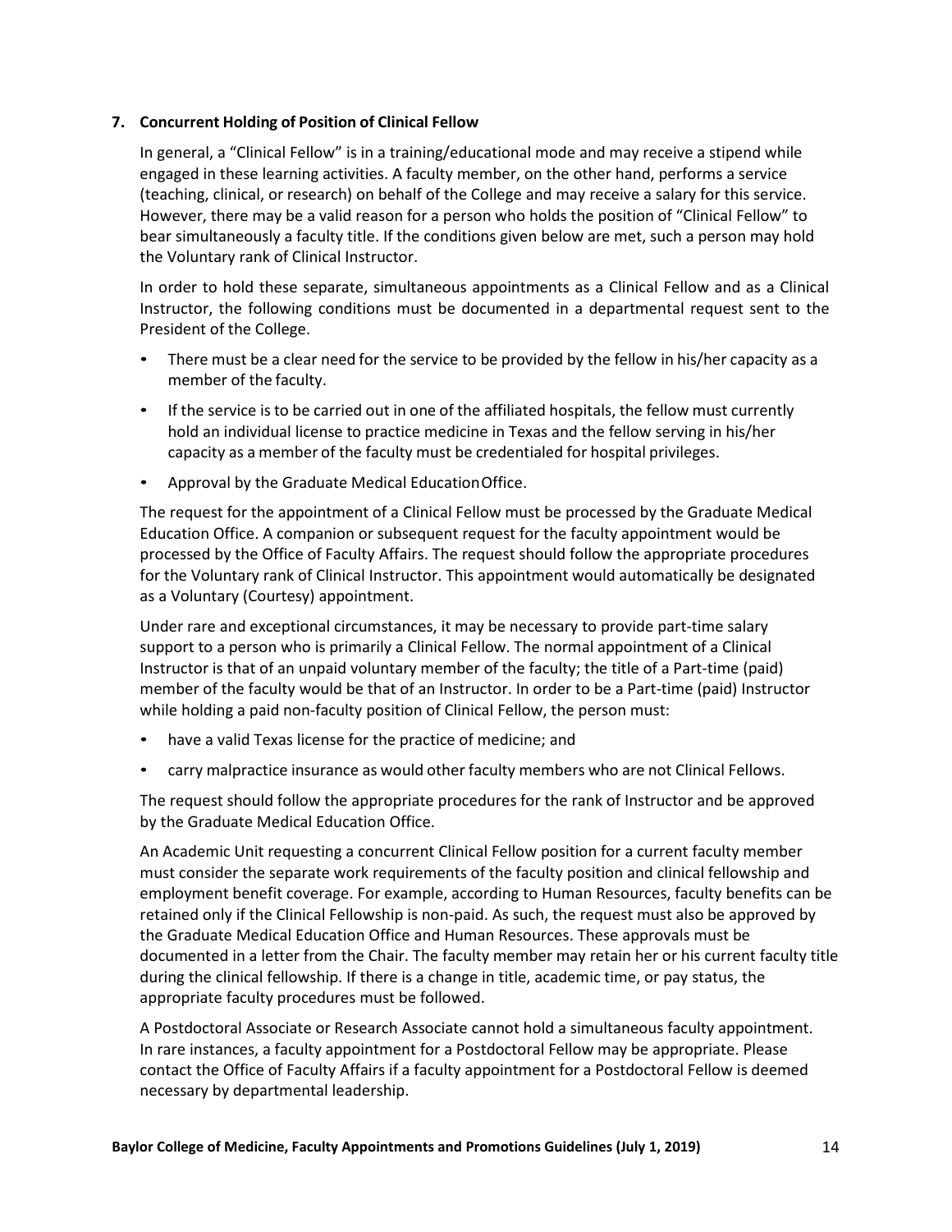### 7. Concurrent Holding of Position of Clinical Fellow

In general, a "Clinical Fellow" is in a training/educational mode and may receive a stipend while engaged in these learning activities. A faculty member, on the other hand, performs a service (teaching, clinical, or research) on behalf of the College and may receive a salary for this service. However, there may be a valid reason for a person who holds the position of "Clinical Fellow" to bear simultaneously a faculty title. If the conditions given below are met, such a person may hold the Voluntary rank of Clinical Instructor.

In order to hold these separate, simultaneous appointments as a Clinical Fellow and as a Clinical Instructor, the following conditions must be documented in a departmental request sent to the President of the College.

- There must be a clear need for the service to be provided by the fellow in his/her capacity as a member of the faculty.
- If the service is to be carried out in one of the affiliated hospitals, the fellow must currently hold an individual license to practice medicine in Texas and the fellow serving in his/her capacity as a member of the faculty must be credentialed for hospital privileges.
- Approval by the Graduate Medical Education Office.

The request for the appointment of a Clinical Fellow must be processed by the Graduate Medical Education Office. A companion or subsequent request for the faculty appointment would be processed by the Office of Faculty Affairs. The request should follow the appropriate procedures for the Voluntary rank of Clinical Instructor. This appointment would automatically be designated as a Voluntary (Courtesy) appointment.

Under rare and exceptional circumstances, it may be necessary to provide part-time salary support to a person who is primarily a Clinical Fellow. The normal appointment of a Clinical Instructor is that of an unpaid voluntary member of the faculty; the title of a Part-time (paid) member of the faculty would be that of an Instructor. In order to be a Part-time (paid) Instructor while holding a paid non-faculty position of Clinical Fellow, the person must:

- have a valid Texas license for the practice of medicine; and
- carry malpractice insurance as would other faculty members who are not Clinical Fellows.

The request should follow the appropriate procedures for the rank of Instructor and be approved by the Graduate Medical Education Office.

An Academic Unit requesting a concurrent Clinical Fellow position for a current faculty member must consider the separate work requirements of the faculty position and clinical fellowship and employment benefit coverage. For example, according to Human Resources, faculty benefits can be retained only if the Clinical Fellowship is non-paid. As such, the request must also be approved by the Graduate Medical Education Office and Human Resources. These approvals must be documented in a letter from the Chair. The faculty member may retain her or his current faculty title during the clinical fellowship. If there is a change in title, academic time, or pay status, the appropriate faculty procedures must be followed.

A Postdoctoral Associate or Research Associate cannot hold a simultaneous faculty appointment. In rare instances, a faculty appointment for a Postdoctoral Fellow may be appropriate. Please contact the Office of Faculty Affairs if a faculty appointment for a Postdoctoral Fellow is deemed necessary by departmental leadership.